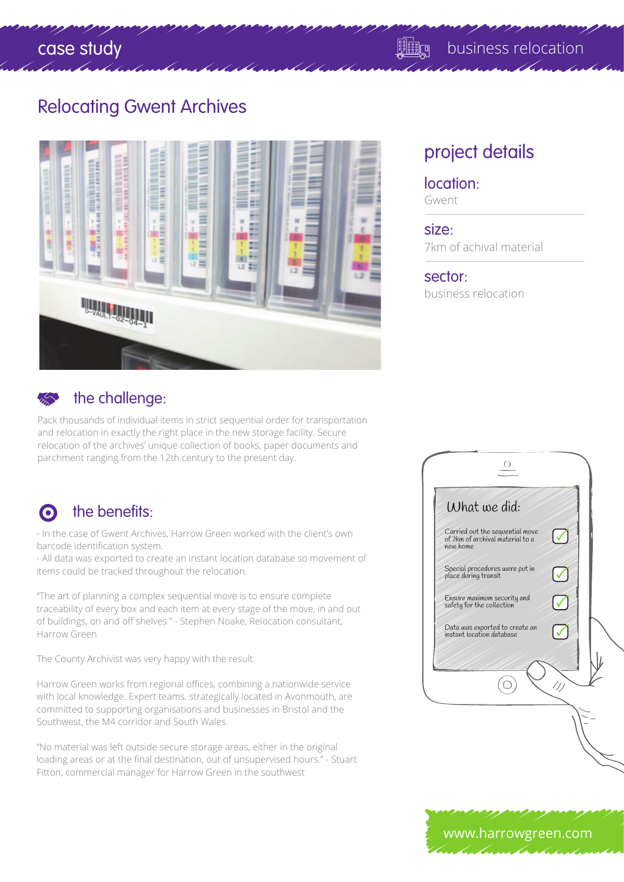case study

business relocation

# Relocating Gwent Archives

## project details

### location:

Gwent

### size:

7km of achival material

### sector:

business relocation

## the challenge:

Pack thousands of individual items in strict sequential order for transportation and relocation in exactly the right place in the new storage facility. Secure relocation of the archives' unique collection of books, paper documents and parchment ranging from the 12th century to the present day.

## the benefits:

- In the case of Gwent Archives, Harrow Green worked with the client's own barcode identification system.
- All data was exported to create an instant location database so movement of items could be tracked throughout the relocation.

"The art of planning a complex sequential move is to ensure complete traceability of every box and each item at every stage of the move, in and out of buildings, on and off shelves." - Stephen Noake, Relocation consultant, Harrow Green

The County Archivist was very happy with the result.

Harrow Green works from regional offices, combining a nationwide service with local knowledge. Expert teams, strategically located in Avonmouth, are committed to supporting organisations and businesses in Bristol and the Southwest, the M4 corridor and South Wales.

"No material was left outside secure storage areas, either in the original loading areas or at the final destination, out of unsupervised hours." - Stuart Fitton, commercial manager for Harrow Green in the southwest

### What we did:

- Carried out the sequential move of 7km of archival material to a new home ✓
- Special procedures were put in place during transit ✓
- Ensure maximum security and safety for the collection ✓
- Data was exported to create an instant location database ✓

www.harrowgreen.com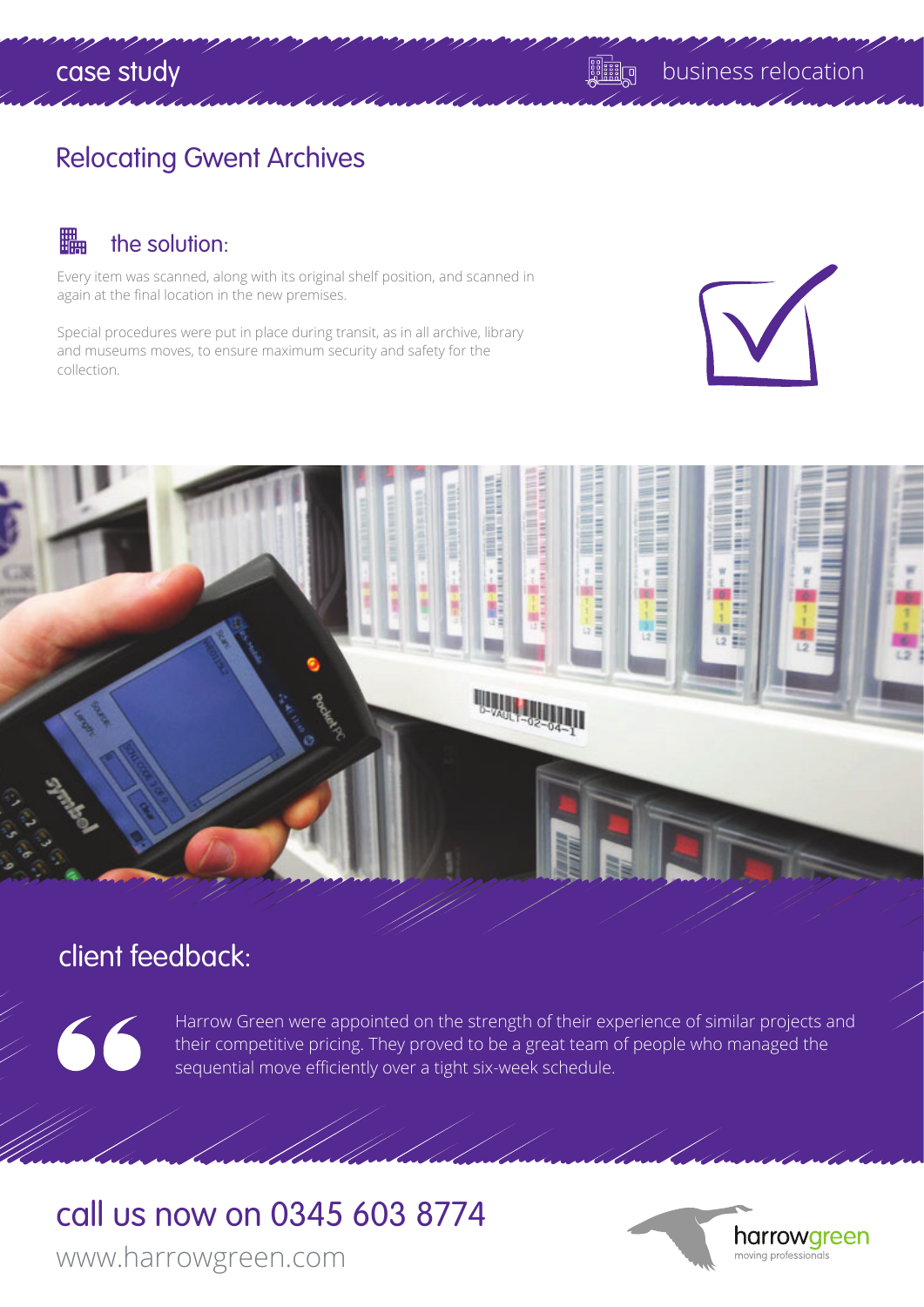case study

business relocation

# Relocating Gwent Archives

## the solution:

Every item was scanned, along with its original shelf position, and scanned in again at the final location in the new premises.

Special procedures were put in place during transit, as in all archive, library and museums moves, to ensure maximum security and safety for the collection.

## client feedback:

"Harrow Green were appointed on the strength of their experience of similar projects and their competitive pricing. They proved to be a great team of people who managed the sequential move efficiently over a tight six-week schedule.

## call us now on 0345 603 8774

www.harrowgreen.com

harrowgreen
moving professionals